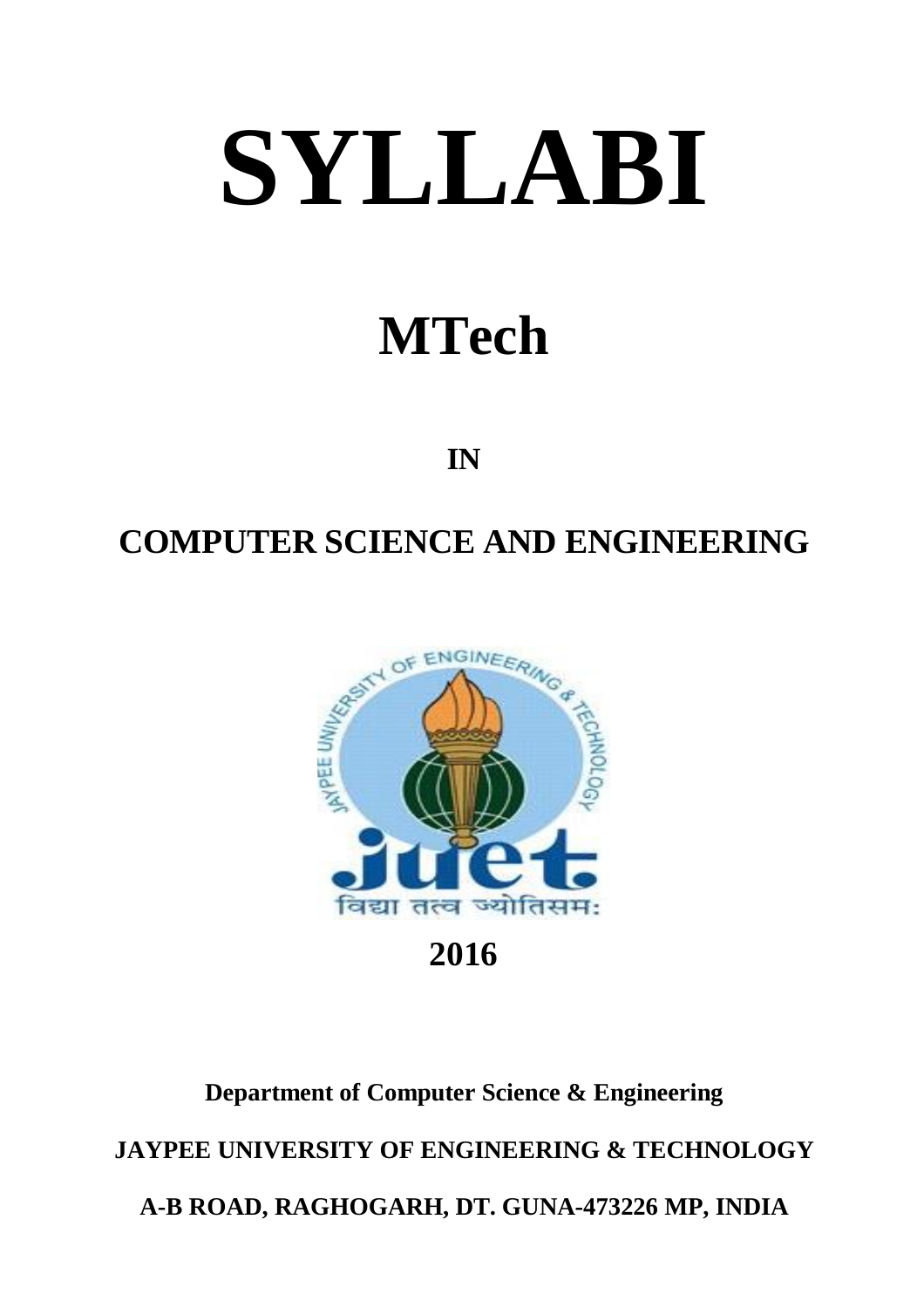# SYLLABI

## MTech

**IN**

## COMPUTER SCIENCE AND ENGINEERING

**2016**

**Department of Computer Science & Engineering**

**JAYPEE UNIVERSITY OF ENGINEERING & TECHNOLOGY**

**A-B ROAD, RAGHOGARH, DT. GUNA-473226 MP, INDIA**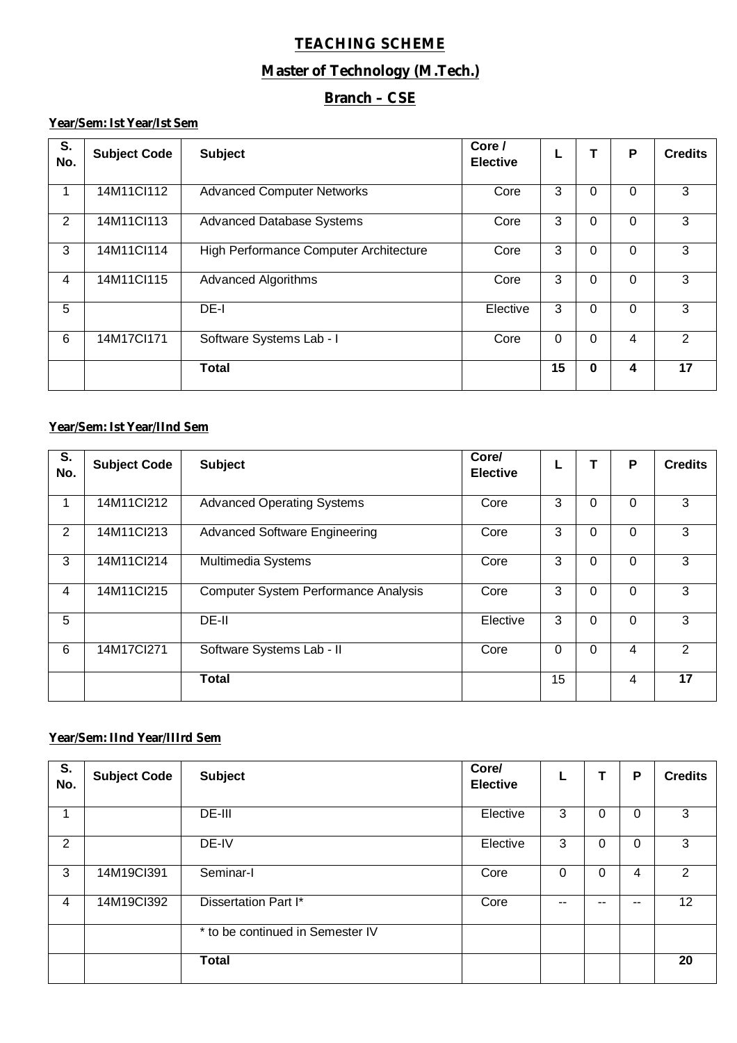# TEACHING SCHEME

## Master of Technology (M.Tech.)

## Branch – CSE

**Year/Sem: Ist Year/Ist Sem**

| S. No. | Subject Code | Subject | Core / Elective | L | T | P | Credits |
|---|---|---|---|---|---|---|---|
| 1 | 14M11CI112 | Advanced Computer Networks | Core | 3 | 0 | 0 | 3 |
| 2 | 14M11CI113 | Advanced Database Systems | Core | 3 | 0 | 0 | 3 |
| 3 | 14M11CI114 | High Performance Computer Architecture | Core | 3 | 0 | 0 | 3 |
| 4 | 14M11CI115 | Advanced Algorithms | Core | 3 | 0 | 0 | 3 |
| 5 | | DE-I | Elective | 3 | 0 | 0 | 3 |
| 6 | 14M17CI171 | Software Systems Lab - I | Core | 0 | 0 | 4 | 2 |
| | | **Total** | | **15** | **0** | **4** | **17** |

**Year/Sem: Ist Year/IInd Sem**

| S. No. | Subject Code | Subject | Core/ Elective | L | T | P | Credits |
|---|---|---|---|---|---|---|---|
| 1 | 14M11CI212 | Advanced Operating Systems | Core | 3 | 0 | 0 | 3 |
| 2 | 14M11CI213 | Advanced Software Engineering | Core | 3 | 0 | 0 | 3 |
| 3 | 14M11CI214 | Multimedia Systems | Core | 3 | 0 | 0 | 3 |
| 4 | 14M11CI215 | Computer System Performance Analysis | Core | 3 | 0 | 0 | 3 |
| 5 | | DE-II | Elective | 3 | 0 | 0 | 3 |
| 6 | 14M17CI271 | Software Systems Lab - II | Core | 0 | 0 | 4 | 2 |
| | | **Total** | | 15 | | 4 | **17** |

**Year/Sem: IInd Year/IIIrd Sem**

| S. No. | Subject Code | Subject | Core/ Elective | L | T | P | Credits |
|---|---|---|---|---|---|---|---|
| 1 | | DE-III | Elective | 3 | 0 | 0 | 3 |
| 2 | | DE-IV | Elective | 3 | 0 | 0 | 3 |
| 3 | 14M19CI391 | Seminar-I | Core | 0 | 0 | 4 | 2 |
| 4 | 14M19CI392 | Dissertation Part I* | Core | -- | -- | -- | 12 |
| | | * to be continued in Semester IV | | | | | |
| | | **Total** | | | | | **20** |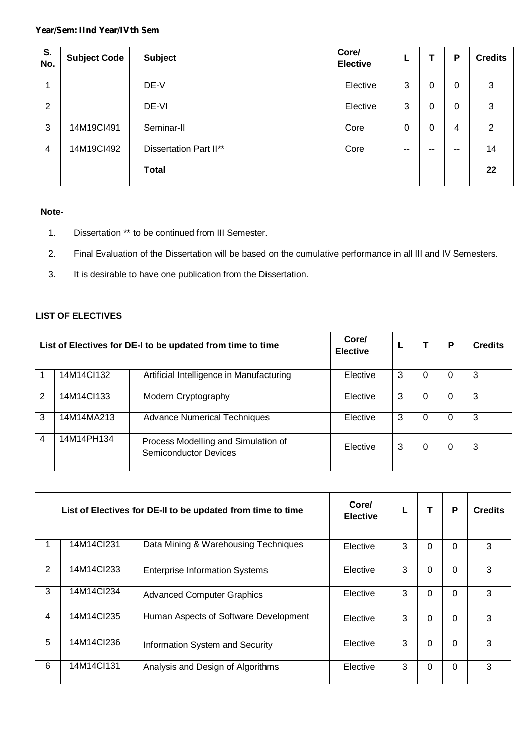**Year/Sem: IInd Year/IVth Sem**

| S. No. | Subject Code | Subject | Core/ Elective | L | T | P | Credits |
|---|---|---|---|---|---|---|---|
| 1 | | DE-V | Elective | 3 | 0 | 0 | 3 |
| 2 | | DE-VI | Elective | 3 | 0 | 0 | 3 |
| 3 | 14M19CI491 | Seminar-II | Core | 0 | 0 | 4 | 2 |
| 4 | 14M19CI492 | Dissertation Part II** | Core | -- | -- | -- | 14 |
| | | **Total** | | | | | **22** |

**Note-**

1. Dissertation ** to be continued from III Semester.
2. Final Evaluation of the Dissertation will be based on the cumulative performance in all III and IV Semesters.
3. It is desirable to have one publication from the Dissertation.

**LIST OF ELECTIVES**

| List of Electives for DE-I to be updated from time to time | | | Core/ Elective | L | T | P | Credits |
|---|---|---|---|---|---|---|---|
| 1 | 14M14CI132 | Artificial Intelligence in Manufacturing | Elective | 3 | 0 | 0 | 3 |
| 2 | 14M14CI133 | Modern Cryptography | Elective | 3 | 0 | 0 | 3 |
| 3 | 14M14MA213 | Advance Numerical Techniques | Elective | 3 | 0 | 0 | 3 |
| 4 | 14M14PH134 | Process Modelling and Simulation of Semiconductor Devices | Elective | 3 | 0 | 0 | 3 |

| List of Electives for DE-II to be updated from time to time | | | Core/ Elective | L | T | P | Credits |
|---|---|---|---|---|---|---|---|
| 1 | 14M14CI231 | Data Mining & Warehousing Techniques | Elective | 3 | 0 | 0 | 3 |
| 2 | 14M14CI233 | Enterprise Information Systems | Elective | 3 | 0 | 0 | 3 |
| 3 | 14M14CI234 | Advanced Computer Graphics | Elective | 3 | 0 | 0 | 3 |
| 4 | 14M14CI235 | Human Aspects of Software Development | Elective | 3 | 0 | 0 | 3 |
| 5 | 14M14CI236 | Information System and Security | Elective | 3 | 0 | 0 | 3 |
| 6 | 14M14CI131 | Analysis and Design of Algorithms | Elective | 3 | 0 | 0 | 3 |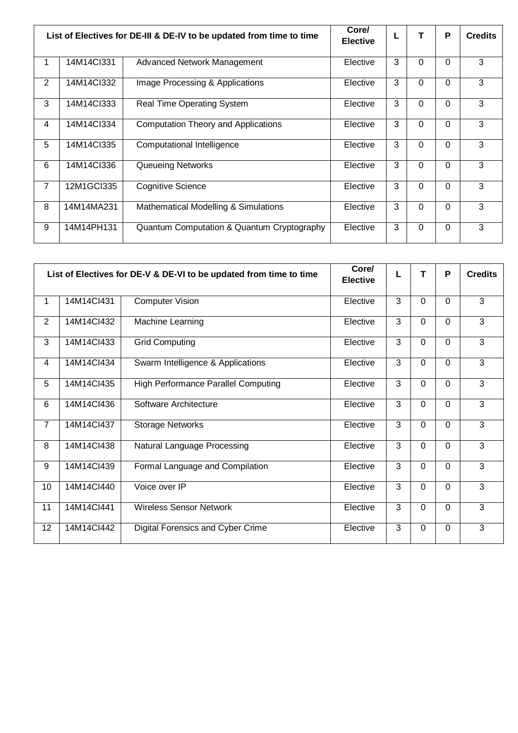| List of Electives for DE-III & DE-IV to be updated from time to time | | | Core/ Elective | L | T | P | Credits |
|---|---|---|---|---|---|---|---|
| 1 | 14M14CI331 | Advanced Network Management | Elective | 3 | 0 | 0 | 3 |
| 2 | 14M14CI332 | Image Processing & Applications | Elective | 3 | 0 | 0 | 3 |
| 3 | 14M14CI333 | Real Time Operating System | Elective | 3 | 0 | 0 | 3 |
| 4 | 14M14CI334 | Computation Theory and Applications | Elective | 3 | 0 | 0 | 3 |
| 5 | 14M14CI335 | Computational Intelligence | Elective | 3 | 0 | 0 | 3 |
| 6 | 14M14CI336 | Queueing Networks | Elective | 3 | 0 | 0 | 3 |
| 7 | 12M1GCI335 | Cognitive Science | Elective | 3 | 0 | 0 | 3 |
| 8 | 14M14MA231 | Mathematical Modelling & Simulations | Elective | 3 | 0 | 0 | 3 |
| 9 | 14M14PH131 | Quantum Computation & Quantum Cryptography | Elective | 3 | 0 | 0 | 3 |

| List of Electives for DE-V & DE-VI to be updated from time to time | | | Core/ Elective | L | T | P | Credits |
|---|---|---|---|---|---|---|---|
| 1 | 14M14CI431 | Computer Vision | Elective | 3 | 0 | 0 | 3 |
| 2 | 14M14CI432 | Machine Learning | Elective | 3 | 0 | 0 | 3 |
| 3 | 14M14CI433 | Grid Computing | Elective | 3 | 0 | 0 | 3 |
| 4 | 14M14CI434 | Swarm Intelligence & Applications | Elective | 3 | 0 | 0 | 3 |
| 5 | 14M14CI435 | High Performance Parallel Computing | Elective | 3 | 0 | 0 | 3 |
| 6 | 14M14CI436 | Software Architecture | Elective | 3 | 0 | 0 | 3 |
| 7 | 14M14CI437 | Storage Networks | Elective | 3 | 0 | 0 | 3 |
| 8 | 14M14CI438 | Natural Language Processing | Elective | 3 | 0 | 0 | 3 |
| 9 | 14M14CI439 | Formal Language and Compilation | Elective | 3 | 0 | 0 | 3 |
| 10 | 14M14CI440 | Voice over IP | Elective | 3 | 0 | 0 | 3 |
| 11 | 14M14CI441 | Wireless Sensor Network | Elective | 3 | 0 | 0 | 3 |
| 12 | 14M14CI442 | Digital Forensics and Cyber Crime | Elective | 3 | 0 | 0 | 3 |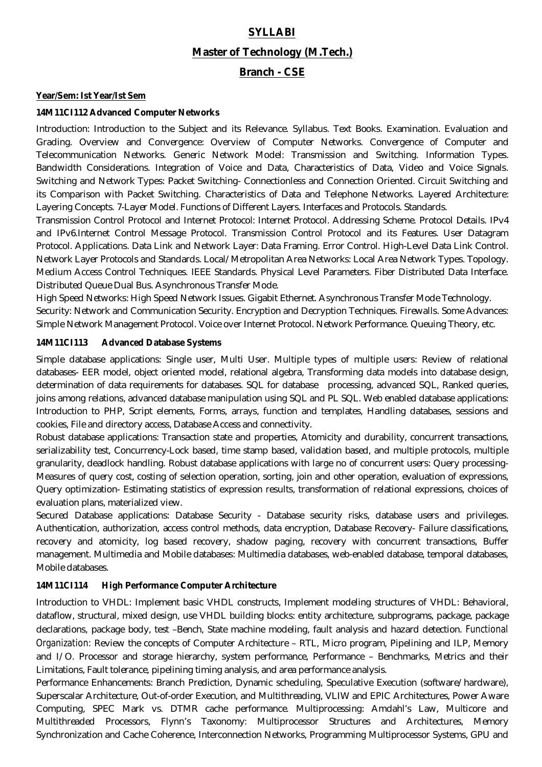# SYLLABI

## Master of Technology (M.Tech.)

## Branch - CSE

**Year/Sem: Ist Year/Ist Sem**

### 14M11CI112 Advanced Computer Networks

Introduction: Introduction to the Subject and its Relevance. Syllabus. Text Books. Examination. Evaluation and Grading. Overview and Convergence: Overview of Computer Networks. Convergence of Computer and Telecommunication Networks. Generic Network Model: Transmission and Switching. Information Types. Bandwidth Considerations. Integration of Voice and Data, Characteristics of Data, Video and Voice Signals. Switching and Network Types: Packet Switching- Connectionless and Connection Oriented. Circuit Switching and its Comparison with Packet Switching. Characteristics of Data and Telephone Networks. Layered Architecture: Layering Concepts. 7-Layer Model. Functions of Different Layers. Interfaces and Protocols. Standards.

Transmission Control Protocol and Internet Protocol: Internet Protocol. Addressing Scheme. Protocol Details. IPv4 and IPv6.Internet Control Message Protocol. Transmission Control Protocol and its Features. User Datagram Protocol. Applications. Data Link and Network Layer: Data Framing. Error Control. High-Level Data Link Control. Network Layer Protocols and Standards. Local/Metropolitan Area Networks: Local Area Network Types. Topology. Medium Access Control Techniques. IEEE Standards. Physical Level Parameters. Fiber Distributed Data Interface. Distributed Queue Dual Bus. Asynchronous Transfer Mode.

High Speed Networks: High Speed Network Issues. Gigabit Ethernet. Asynchronous Transfer Mode Technology.

Security: Network and Communication Security. Encryption and Decryption Techniques. Firewalls. Some Advances: Simple Network Management Protocol. Voice over Internet Protocol. Network Performance. Queuing Theory, etc.

### 14M11CI113 Advanced Database Systems

Simple database applications: Single user, Multi User. Multiple types of multiple users: Review of relational databases- EER model, object oriented model, relational algebra, Transforming data models into database design, determination of data requirements for databases. SQL for database processing, advanced SQL, Ranked queries, joins among relations, advanced database manipulation using SQL and PL SQL. Web enabled database applications: Introduction to PHP, Script elements, Forms, arrays, function and templates, Handling databases, sessions and cookies, File and directory access, Database Access and connectivity.

Robust database applications: Transaction state and properties, Atomicity and durability, concurrent transactions, serializability test, Concurrency-Lock based, time stamp based, validation based, and multiple protocols, multiple granularity, deadlock handling. Robust database applications with large no of concurrent users: Query processing- Measures of query cost, costing of selection operation, sorting, join and other operation, evaluation of expressions, Query optimization- Estimating statistics of expression results, transformation of relational expressions, choices of evaluation plans, materialized view.

Secured Database applications: Database Security - Database security risks, database users and privileges. Authentication, authorization, access control methods, data encryption, Database Recovery- Failure classifications, recovery and atomicity, log based recovery, shadow paging, recovery with concurrent transactions, Buffer management. Multimedia and Mobile databases: Multimedia databases, web-enabled database, temporal databases, Mobile databases.

### 14M11CI114 High Performance Computer Architecture

Introduction to VHDL: Implement basic VHDL constructs, Implement modeling structures of VHDL: Behavioral, dataflow, structural, mixed design, use VHDL building blocks: entity architecture, subprograms, package, package declarations, package body, test –Bench, State machine modeling, fault analysis and hazard detection. *Functional Organization:* Review the concepts of Computer Architecture – RTL, Micro program, Pipelining and ILP, Memory and I/O. Processor and storage hierarchy, system performance, Performance – Benchmarks, Metrics and their Limitations, Fault tolerance, pipelining timing analysis, and area performance analysis.

Performance Enhancements: Branch Prediction, Dynamic scheduling, Speculative Execution (software/hardware), Superscalar Architecture, Out-of-order Execution, and Multithreading, VLIW and EPIC Architectures, Power Aware Computing, SPEC Mark vs. DTMR cache performance. Multiprocessing: Amdahl's Law, Multicore and Multithreaded Processors, Flynn's Taxonomy: Multiprocessor Structures and Architectures, Memory Synchronization and Cache Coherence, Interconnection Networks, Programming Multiprocessor Systems, GPU and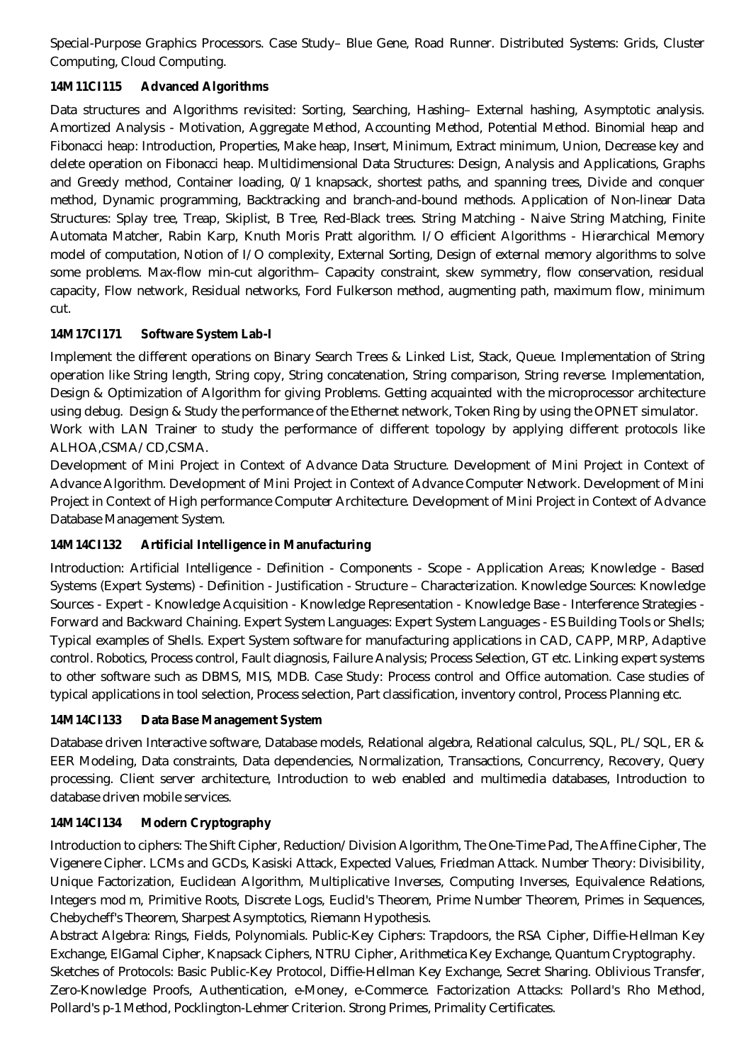Special-Purpose Graphics Processors. Case Study– Blue Gene, Road Runner. Distributed Systems: Grids, Cluster Computing, Cloud Computing.

**14M11CI115 Advanced Algorithms**

Data structures and Algorithms revisited: Sorting, Searching, Hashing– External hashing, Asymptotic analysis. Amortized Analysis - Motivation, Aggregate Method, Accounting Method, Potential Method. Binomial heap and Fibonacci heap: Introduction, Properties, Make heap, Insert, Minimum, Extract minimum, Union, Decrease key and delete operation on Fibonacci heap. Multidimensional Data Structures: Design, Analysis and Applications, Graphs and Greedy method, Container loading, 0/1 knapsack, shortest paths, and spanning trees, Divide and conquer method, Dynamic programming, Backtracking and branch-and-bound methods. Application of Non-linear Data Structures: Splay tree, Treap, Skiplist, B Tree, Red-Black trees. String Matching - Naive String Matching, Finite Automata Matcher, Rabin Karp, Knuth Moris Pratt algorithm. I/O efficient Algorithms - Hierarchical Memory model of computation, Notion of I/O complexity, External Sorting, Design of external memory algorithms to solve some problems. Max-flow min-cut algorithm– Capacity constraint, skew symmetry, flow conservation, residual capacity, Flow network, Residual networks, Ford Fulkerson method, augmenting path, maximum flow, minimum cut.

**14M17CI171 Software System Lab-I**

Implement the different operations on Binary Search Trees & Linked List, Stack, Queue. Implementation of String operation like String length, String copy, String concatenation, String comparison, String reverse. Implementation, Design & Optimization of Algorithm for giving Problems. Getting acquainted with the microprocessor architecture using debug. Design & Study the performance of the Ethernet network, Token Ring by using the OPNET simulator.
Work with LAN Trainer to study the performance of different topology by applying different protocols like ALHOA,CSMA/CD,CSMA.
Development of Mini Project in Context of Advance Data Structure. Development of Mini Project in Context of Advance Algorithm. Development of Mini Project in Context of Advance Computer Network. Development of Mini Project in Context of High performance Computer Architecture. Development of Mini Project in Context of Advance Database Management System.

**14M14CI132 Artificial Intelligence in Manufacturing**

Introduction: Artificial Intelligence - Definition - Components - Scope - Application Areas; Knowledge - Based Systems (Expert Systems) - Definition - Justification - Structure – Characterization. Knowledge Sources: Knowledge Sources - Expert - Knowledge Acquisition - Knowledge Representation - Knowledge Base - Interference Strategies - Forward and Backward Chaining. Expert System Languages: Expert System Languages - ES Building Tools or Shells; Typical examples of Shells. Expert System software for manufacturing applications in CAD, CAPP, MRP, Adaptive control. Robotics, Process control, Fault diagnosis, Failure Analysis; Process Selection, GT etc. Linking expert systems to other software such as DBMS, MIS, MDB. Case Study: Process control and Office automation. Case studies of typical applications in tool selection, Process selection, Part classification, inventory control, Process Planning etc.

**14M14CI133 Data Base Management System**

Database driven Interactive software, Database models, Relational algebra, Relational calculus, SQL, PL/SQL, ER & EER Modeling, Data constraints, Data dependencies, Normalization, Transactions, Concurrency, Recovery, Query processing. Client server architecture, Introduction to web enabled and multimedia databases, Introduction to database driven mobile services.

**14M14CI134 Modern Cryptography**

Introduction to ciphers: The Shift Cipher, Reduction/Division Algorithm, The One-Time Pad, The Affine Cipher, The Vigenere Cipher. LCMs and GCDs, Kasiski Attack, Expected Values, Friedman Attack. Number Theory: Divisibility, Unique Factorization, Euclidean Algorithm, Multiplicative Inverses, Computing Inverses, Equivalence Relations, Integers mod m, Primitive Roots, Discrete Logs, Euclid's Theorem, Prime Number Theorem, Primes in Sequences, Chebycheff's Theorem, Sharpest Asymptotics, Riemann Hypothesis.
Abstract Algebra: Rings, Fields, Polynomials. Public-Key Ciphers: Trapdoors, the RSA Cipher, Diffie-Hellman Key Exchange, ElGamal Cipher, Knapsack Ciphers, NTRU Cipher, Arithmetica Key Exchange, Quantum Cryptography.
Sketches of Protocols: Basic Public-Key Protocol, Diffie-Hellman Key Exchange, Secret Sharing. Oblivious Transfer, Zero-Knowledge Proofs, Authentication, e-Money, e-Commerce. Factorization Attacks: Pollard's Rho Method, Pollard's p-1 Method, Pocklington-Lehmer Criterion. Strong Primes, Primality Certificates.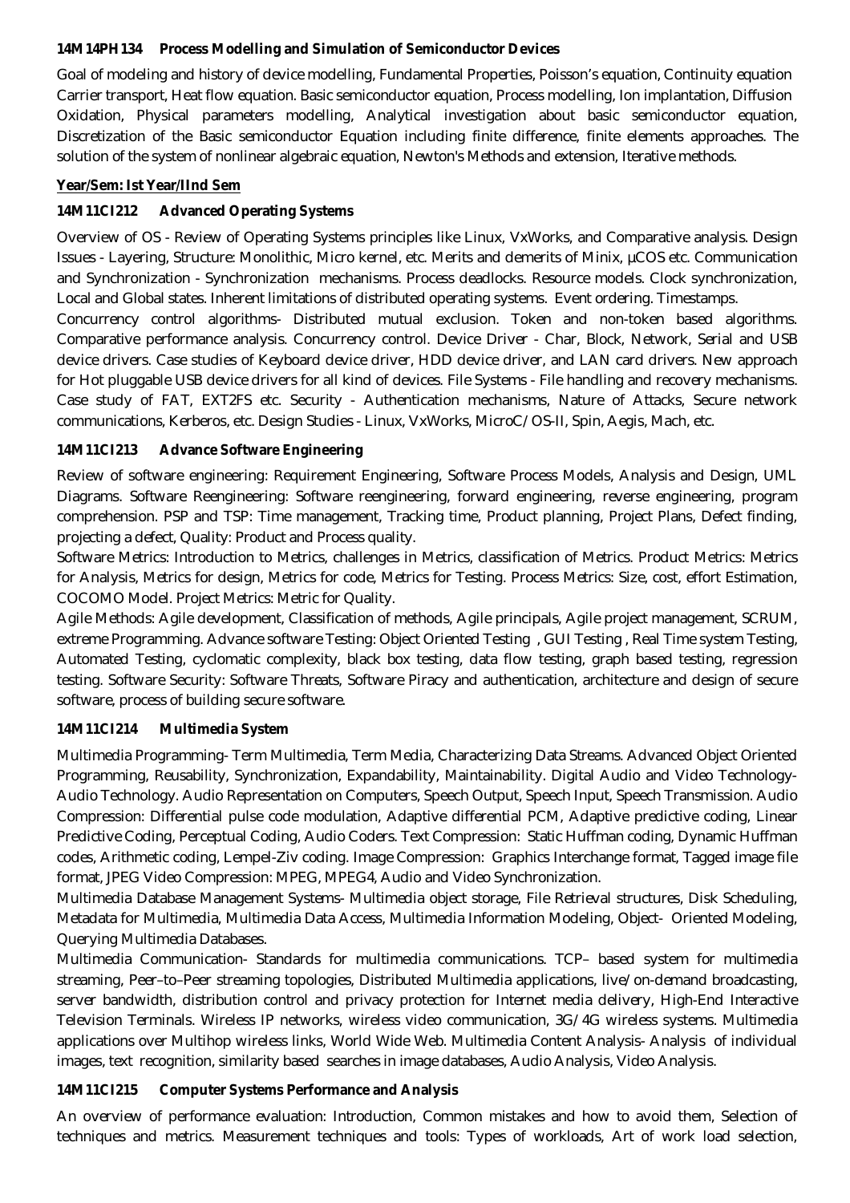**14M14PH134 Process Modelling and Simulation of Semiconductor Devices**

Goal of modeling and history of device modelling, Fundamental Properties, Poisson's equation, Continuity equation Carrier transport, Heat flow equation. Basic semiconductor equation, Process modelling, Ion implantation, Diffusion Oxidation, Physical parameters modelling, Analytical investigation about basic semiconductor equation, Discretization of the Basic semiconductor Equation including finite difference, finite elements approaches. The solution of the system of nonlinear algebraic equation, Newton's Methods and extension, Iterative methods.

**Year/Sem: Ist Year/IInd Sem**

**14M11CI212 Advanced Operating Systems**

Overview of OS - Review of Operating Systems principles like Linux, VxWorks, and Comparative analysis. Design Issues - Layering, Structure: Monolithic, Micro kernel, etc. Merits and demerits of Minix, µCOS etc. Communication and Synchronization - Synchronization mechanisms. Process deadlocks. Resource models. Clock synchronization, Local and Global states. Inherent limitations of distributed operating systems. Event ordering. Timestamps.

Concurrency control algorithms- Distributed mutual exclusion. Token and non-token based algorithms. Comparative performance analysis. Concurrency control. Device Driver - Char, Block, Network, Serial and USB device drivers. Case studies of Keyboard device driver, HDD device driver, and LAN card drivers. New approach for Hot pluggable USB device drivers for all kind of devices. File Systems - File handling and recovery mechanisms. Case study of FAT, EXT2FS etc. Security - Authentication mechanisms, Nature of Attacks, Secure network communications, Kerberos, etc. Design Studies - Linux, VxWorks, MicroC/OS-II, Spin, Aegis, Mach, etc.

**14M11CI213 Advance Software Engineering**

Review of software engineering: Requirement Engineering, Software Process Models, Analysis and Design, UML Diagrams. Software Reengineering: Software reengineering, forward engineering, reverse engineering, program comprehension. PSP and TSP: Time management, Tracking time, Product planning, Project Plans, Defect finding, projecting a defect, Quality: Product and Process quality.

Software Metrics: Introduction to Metrics, challenges in Metrics, classification of Metrics. Product Metrics: Metrics for Analysis, Metrics for design, Metrics for code, Metrics for Testing. Process Metrics: Size, cost, effort Estimation, COCOMO Model. Project Metrics: Metric for Quality.

Agile Methods: Agile development, Classification of methods, Agile principals, Agile project management, SCRUM, extreme Programming. Advance software Testing: Object Oriented Testing , GUI Testing , Real Time system Testing, Automated Testing, cyclomatic complexity, black box testing, data flow testing, graph based testing, regression testing. Software Security: Software Threats, Software Piracy and authentication, architecture and design of secure software, process of building secure software.

**14M11CI214 Multimedia System**

Multimedia Programming- Term Multimedia, Term Media, Characterizing Data Streams. Advanced Object Oriented Programming, Reusability, Synchronization, Expandability, Maintainability. Digital Audio and Video Technology- Audio Technology. Audio Representation on Computers, Speech Output, Speech Input, Speech Transmission. Audio Compression: Differential pulse code modulation, Adaptive differential PCM, Adaptive predictive coding, Linear Predictive Coding, Perceptual Coding, Audio Coders. Text Compression: Static Huffman coding, Dynamic Huffman codes, Arithmetic coding, Lempel-Ziv coding. Image Compression: Graphics Interchange format, Tagged image file format, JPEG Video Compression: MPEG, MPEG4, Audio and Video Synchronization.

Multimedia Database Management Systems- Multimedia object storage, File Retrieval structures, Disk Scheduling, Metadata for Multimedia, Multimedia Data Access, Multimedia Information Modeling, Object- Oriented Modeling, Querying Multimedia Databases.

Multimedia Communication- Standards for multimedia communications. TCP– based system for multimedia streaming, Peer–to–Peer streaming topologies, Distributed Multimedia applications, live/on-demand broadcasting, server bandwidth, distribution control and privacy protection for Internet media delivery, High-End Interactive Television Terminals. Wireless IP networks, wireless video communication, 3G/4G wireless systems. Multimedia applications over Multihop wireless links, World Wide Web. Multimedia Content Analysis- Analysis of individual images, text recognition, similarity based searches in image databases, Audio Analysis, Video Analysis.

**14M11CI215 Computer Systems Performance and Analysis**

An overview of performance evaluation: Introduction, Common mistakes and how to avoid them, Selection of techniques and metrics. Measurement techniques and tools: Types of workloads, Art of work load selection,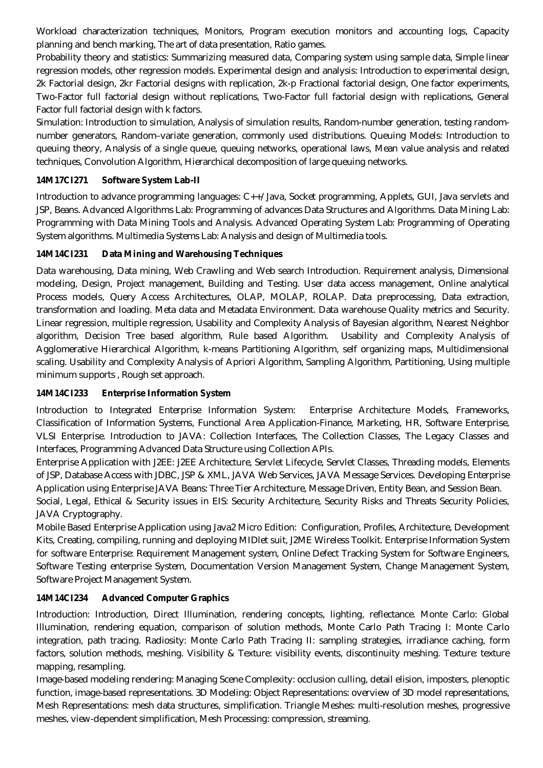Workload characterization techniques, Monitors, Program execution monitors and accounting logs, Capacity planning and bench marking, The art of data presentation, Ratio games.

Probability theory and statistics: Summarizing measured data, Comparing system using sample data, Simple linear regression models, other regression models. Experimental design and analysis: Introduction to experimental design, 2k Factorial design, 2kr Factorial designs with replication, 2k-p Fractional factorial design, One factor experiments, Two-Factor full factorial design without replications, Two-Factor full factorial design with replications, General Factor full factorial design with k factors.

Simulation: Introduction to simulation, Analysis of simulation results, Random-number generation, testing random-number generators, Random–variate generation, commonly used distributions. Queuing Models: Introduction to queuing theory, Analysis of a single queue, queuing networks, operational laws, Mean value analysis and related techniques, Convolution Algorithm, Hierarchical decomposition of large queuing networks.

**14M17CI271 Software System Lab-II**

Introduction to advance programming languages: C++/Java, Socket programming, Applets, GUI, Java servlets and JSP, Beans. Advanced Algorithms Lab: Programming of advances Data Structures and Algorithms. Data Mining Lab: Programming with Data Mining Tools and Analysis. Advanced Operating System Lab: Programming of Operating System algorithms. Multimedia Systems Lab: Analysis and design of Multimedia tools.

**14M14CI231 Data Mining and Warehousing Techniques**

Data warehousing, Data mining, Web Crawling and Web search Introduction. Requirement analysis, Dimensional modeling, Design, Project management, Building and Testing. User data access management, Online analytical Process models, Query Access Architectures, OLAP, MOLAP, ROLAP. Data preprocessing, Data extraction, transformation and loading. Meta data and Metadata Environment. Data warehouse Quality metrics and Security. Linear regression, multiple regression, Usability and Complexity Analysis of Bayesian algorithm, Nearest Neighbor algorithm, Decision Tree based algorithm, Rule based Algorithm. Usability and Complexity Analysis of Agglomerative Hierarchical Algorithm, k-means Partitioning Algorithm, self organizing maps, Multidimensional scaling. Usability and Complexity Analysis of Apriori Algorithm, Sampling Algorithm, Partitioning, Using multiple minimum supports , Rough set approach.

**14M14CI233 Enterprise Information System**

Introduction to Integrated Enterprise Information System: Enterprise Architecture Models, Frameworks, Classification of Information Systems, Functional Area Application-Finance, Marketing, HR, Software Enterprise, VLSI Enterprise. Introduction to JAVA: Collection Interfaces, The Collection Classes, The Legacy Classes and Interfaces, Programming Advanced Data Structure using Collection APIs.

Enterprise Application with J2EE: J2EE Architecture, Servlet Lifecycle, Servlet Classes, Threading models, Elements of JSP, Database Access with JDBC, JSP & XML, JAVA Web Services, JAVA Message Services. Developing Enterprise Application using Enterprise JAVA Beans: Three Tier Architecture, Message Driven, Entity Bean, and Session Bean.

Social, Legal, Ethical & Security issues in EIS: Security Architecture, Security Risks and Threats Security Policies, JAVA Cryptography.

Mobile Based Enterprise Application using Java2 Micro Edition: Configuration, Profiles, Architecture, Development Kits, Creating, compiling, running and deploying MIDlet suit, J2ME Wireless Toolkit. Enterprise Information System for software Enterprise: Requirement Management system, Online Defect Tracking System for Software Engineers, Software Testing enterprise System, Documentation Version Management System, Change Management System, Software Project Management System.

**14M14CI234 Advanced Computer Graphics**

Introduction: Introduction, Direct Illumination, rendering concepts, lighting, reflectance. Monte Carlo: Global Illumination, rendering equation, comparison of solution methods, Monte Carlo Path Tracing I: Monte Carlo integration, path tracing. Radiosity: Monte Carlo Path Tracing II: sampling strategies, irradiance caching, form factors, solution methods, meshing. Visibility & Texture: visibility events, discontinuity meshing. Texture: texture mapping, resampling.

Image-based modeling rendering: Managing Scene Complexity: occlusion culling, detail elision, imposters, plenoptic function, image-based representations. 3D Modeling: Object Representations: overview of 3D model representations, Mesh Representations: mesh data structures, simplification. Triangle Meshes: multi-resolution meshes, progressive meshes, view-dependent simplification, Mesh Processing: compression, streaming.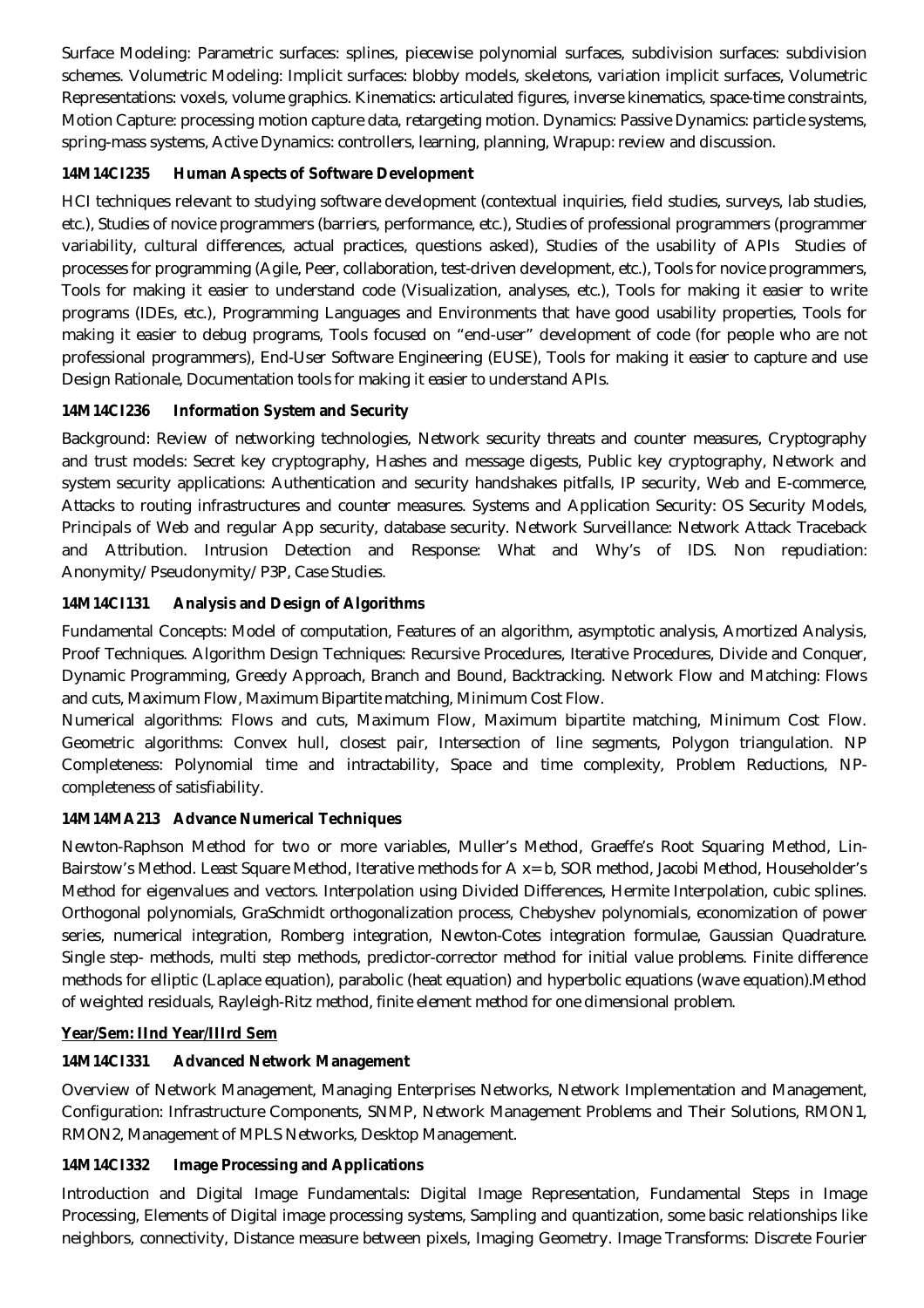Surface Modeling: Parametric surfaces: splines, piecewise polynomial surfaces, subdivision surfaces: subdivision schemes. Volumetric Modeling: Implicit surfaces: blobby models, skeletons, variation implicit surfaces, Volumetric Representations: voxels, volume graphics. Kinematics: articulated figures, inverse kinematics, space-time constraints, Motion Capture: processing motion capture data, retargeting motion. Dynamics: Passive Dynamics: particle systems, spring-mass systems, Active Dynamics: controllers, learning, planning, Wrapup: review and discussion.

**14M14CI235 Human Aspects of Software Development**

HCI techniques relevant to studying software development (contextual inquiries, field studies, surveys, lab studies, etc.), Studies of novice programmers (barriers, performance, etc.), Studies of professional programmers (programmer variability, cultural differences, actual practices, questions asked), Studies of the usability of APIs Studies of processes for programming (Agile, Peer, collaboration, test-driven development, etc.), Tools for novice programmers, Tools for making it easier to understand code (Visualization, analyses, etc.), Tools for making it easier to write programs (IDEs, etc.), Programming Languages and Environments that have good usability properties, Tools for making it easier to debug programs, Tools focused on "end-user" development of code (for people who are not professional programmers), End-User Software Engineering (EUSE), Tools for making it easier to capture and use Design Rationale, Documentation tools for making it easier to understand APIs.

**14M14CI236 Information System and Security**

Background: Review of networking technologies, Network security threats and counter measures, Cryptography and trust models: Secret key cryptography, Hashes and message digests, Public key cryptography, Network and system security applications: Authentication and security handshakes pitfalls, IP security, Web and E-commerce, Attacks to routing infrastructures and counter measures. Systems and Application Security: OS Security Models, Principals of Web and regular App security, database security. Network Surveillance: Network Attack Traceback and Attribution. Intrusion Detection and Response: What and Why's of IDS. Non repudiation: Anonymity/Pseudonymity/P3P, Case Studies.

**14M14CI131 Analysis and Design of Algorithms**

Fundamental Concepts: Model of computation, Features of an algorithm, asymptotic analysis, Amortized Analysis, Proof Techniques. Algorithm Design Techniques: Recursive Procedures, Iterative Procedures, Divide and Conquer, Dynamic Programming, Greedy Approach, Branch and Bound, Backtracking. Network Flow and Matching: Flows and cuts, Maximum Flow, Maximum Bipartite matching, Minimum Cost Flow.

Numerical algorithms: Flows and cuts, Maximum Flow, Maximum bipartite matching, Minimum Cost Flow. Geometric algorithms: Convex hull, closest pair, Intersection of line segments, Polygon triangulation. NP Completeness: Polynomial time and intractability, Space and time complexity, Problem Reductions, NP-completeness of satisfiability.

**14M14MA213 Advance Numerical Techniques**

Newton-Raphson Method for two or more variables, Muller's Method, Graeffe's Root Squaring Method, Lin-Bairstow's Method. Least Square Method, Iterative methods for A x= b, SOR method, Jacobi Method, Householder's Method for eigenvalues and vectors. Interpolation using Divided Differences, Hermite Interpolation, cubic splines. Orthogonal polynomials, GraSchmidt orthogonalization process, Chebyshev polynomials, economization of power series, numerical integration, Romberg integration, Newton-Cotes integration formulae, Gaussian Quadrature. Single step- methods, multi step methods, predictor-corrector method for initial value problems. Finite difference methods for elliptic (Laplace equation), parabolic (heat equation) and hyperbolic equations (wave equation).Method of weighted residuals, Rayleigh-Ritz method, finite element method for one dimensional problem.

**Year/Sem: IInd Year/IIIrd Sem**

**14M14CI331 Advanced Network Management**

Overview of Network Management, Managing Enterprises Networks, Network Implementation and Management, Configuration: Infrastructure Components, SNMP, Network Management Problems and Their Solutions, RMON1, RMON2, Management of MPLS Networks, Desktop Management.

**14M14CI332 Image Processing and Applications**

Introduction and Digital Image Fundamentals: Digital Image Representation, Fundamental Steps in Image Processing, Elements of Digital image processing systems, Sampling and quantization, some basic relationships like neighbors, connectivity, Distance measure between pixels, Imaging Geometry. Image Transforms: Discrete Fourier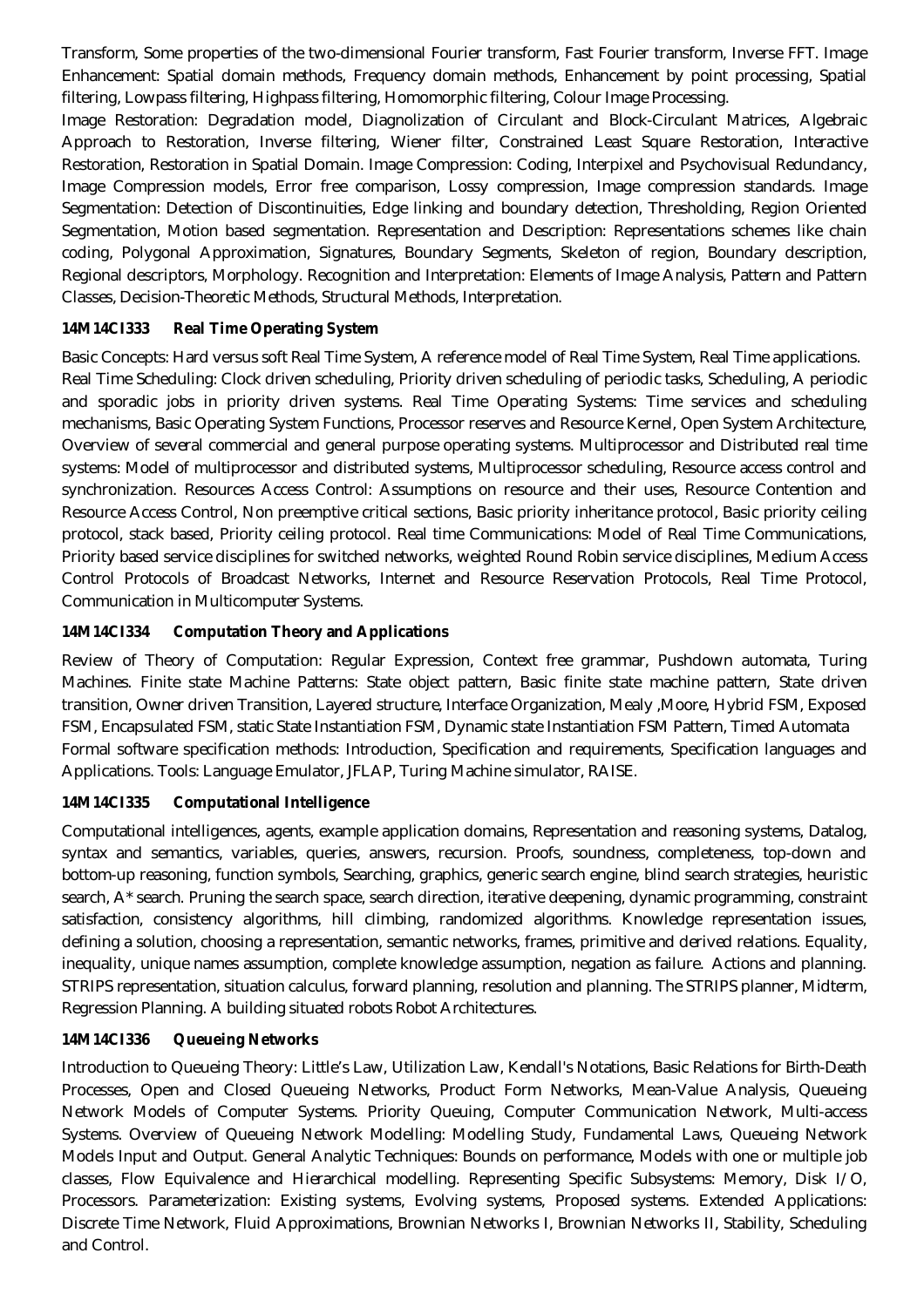Transform, Some properties of the two-dimensional Fourier transform, Fast Fourier transform, Inverse FFT. Image Enhancement: Spatial domain methods, Frequency domain methods, Enhancement by point processing, Spatial filtering, Lowpass filtering, Highpass filtering, Homomorphic filtering, Colour Image Processing.

Image Restoration: Degradation model, Diagnolization of Circulant and Block-Circulant Matrices, Algebraic Approach to Restoration, Inverse filtering, Wiener filter, Constrained Least Square Restoration, Interactive Restoration, Restoration in Spatial Domain. Image Compression: Coding, Interpixel and Psychovisual Redundancy, Image Compression models, Error free comparison, Lossy compression, Image compression standards. Image Segmentation: Detection of Discontinuities, Edge linking and boundary detection, Thresholding, Region Oriented Segmentation, Motion based segmentation. Representation and Description: Representations schemes like chain coding, Polygonal Approximation, Signatures, Boundary Segments, Skeleton of region, Boundary description, Regional descriptors, Morphology. Recognition and Interpretation: Elements of Image Analysis, Pattern and Pattern Classes, Decision-Theoretic Methods, Structural Methods, Interpretation.

**14M14CI333 Real Time Operating System**

Basic Concepts: Hard versus soft Real Time System, A reference model of Real Time System, Real Time applications. Real Time Scheduling: Clock driven scheduling, Priority driven scheduling of periodic tasks, Scheduling, A periodic and sporadic jobs in priority driven systems. Real Time Operating Systems: Time services and scheduling mechanisms, Basic Operating System Functions, Processor reserves and Resource Kernel, Open System Architecture, Overview of several commercial and general purpose operating systems. Multiprocessor and Distributed real time systems: Model of multiprocessor and distributed systems, Multiprocessor scheduling, Resource access control and synchronization. Resources Access Control: Assumptions on resource and their uses, Resource Contention and Resource Access Control, Non preemptive critical sections, Basic priority inheritance protocol, Basic priority ceiling protocol, stack based, Priority ceiling protocol. Real time Communications: Model of Real Time Communications, Priority based service disciplines for switched networks, weighted Round Robin service disciplines, Medium Access Control Protocols of Broadcast Networks, Internet and Resource Reservation Protocols, Real Time Protocol, Communication in Multicomputer Systems.

**14M14CI334 Computation Theory and Applications**

Review of Theory of Computation: Regular Expression, Context free grammar, Pushdown automata, Turing Machines. Finite state Machine Patterns: State object pattern, Basic finite state machine pattern, State driven transition, Owner driven Transition, Layered structure, Interface Organization, Mealy ,Moore, Hybrid FSM, Exposed FSM, Encapsulated FSM, static State Instantiation FSM, Dynamic state Instantiation FSM Pattern, Timed Automata

Formal software specification methods: Introduction, Specification and requirements, Specification languages and Applications. Tools: Language Emulator, JFLAP, Turing Machine simulator, RAISE.

**14M14CI335 Computational Intelligence**

Computational intelligences, agents, example application domains, Representation and reasoning systems, Datalog, syntax and semantics, variables, queries, answers, recursion. Proofs, soundness, completeness, top-down and bottom-up reasoning, function symbols, Searching, graphics, generic search engine, blind search strategies, heuristic search, A* search. Pruning the search space, search direction, iterative deepening, dynamic programming, constraint satisfaction, consistency algorithms, hill climbing, randomized algorithms. Knowledge representation issues, defining a solution, choosing a representation, semantic networks, frames, primitive and derived relations. Equality, inequality, unique names assumption, complete knowledge assumption, negation as failure. Actions and planning. STRIPS representation, situation calculus, forward planning, resolution and planning. The STRIPS planner, Midterm, Regression Planning. A building situated robots Robot Architectures.

**14M14CI336 Queueing Networks**

Introduction to Queueing Theory: Little's Law, Utilization Law, Kendall's Notations, Basic Relations for Birth-Death Processes, Open and Closed Queueing Networks, Product Form Networks, Mean-Value Analysis, Queueing Network Models of Computer Systems. Priority Queuing, Computer Communication Network, Multi-access Systems. Overview of Queueing Network Modelling: Modelling Study, Fundamental Laws, Queueing Network Models Input and Output. General Analytic Techniques: Bounds on performance, Models with one or multiple job classes, Flow Equivalence and Hierarchical modelling. Representing Specific Subsystems: Memory, Disk I/O, Processors. Parameterization: Existing systems, Evolving systems, Proposed systems. Extended Applications: Discrete Time Network, Fluid Approximations, Brownian Networks I, Brownian Networks II, Stability, Scheduling and Control.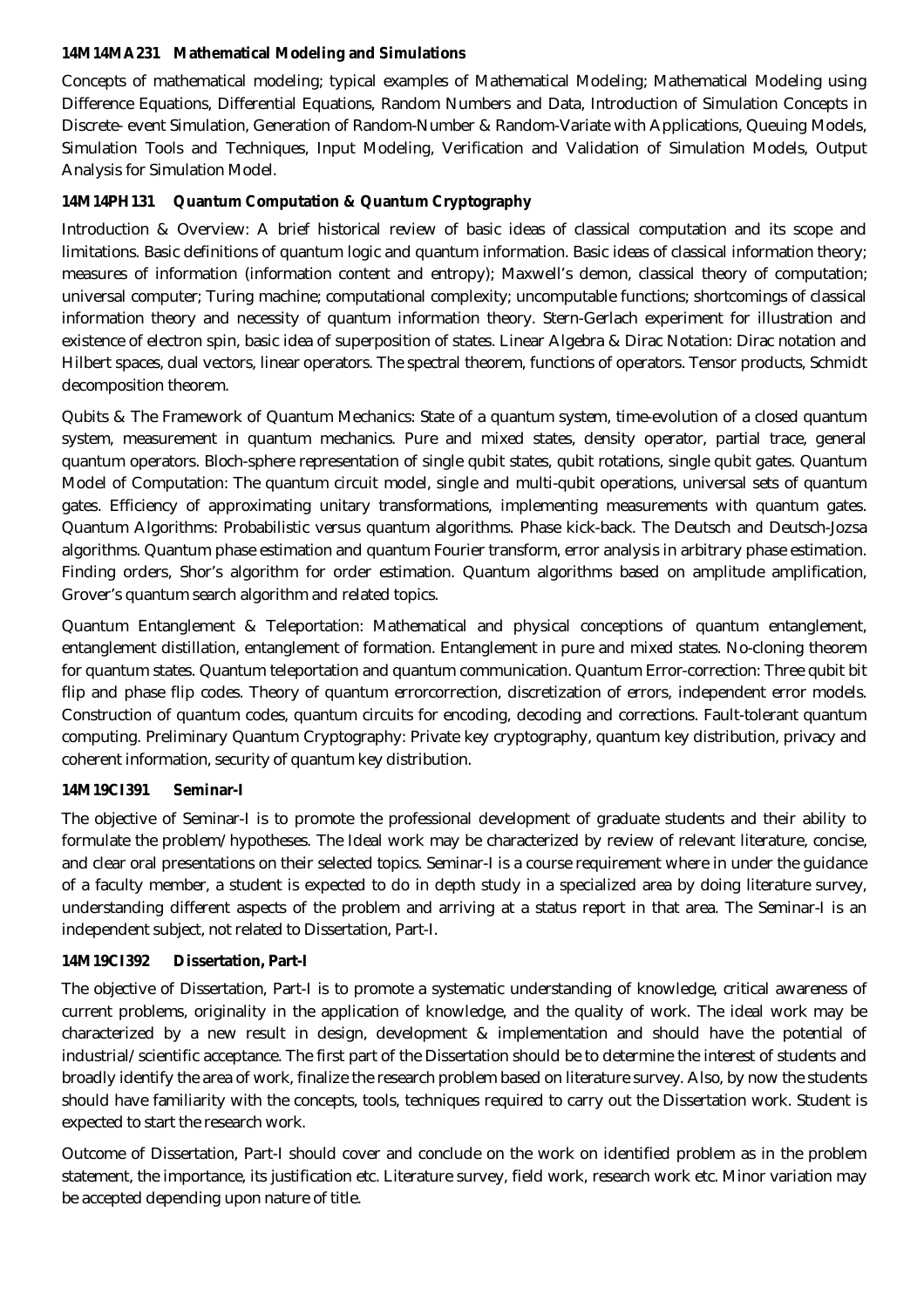**14M14MA231 Mathematical Modeling and Simulations**

Concepts of mathematical modeling; typical examples of Mathematical Modeling; Mathematical Modeling using Difference Equations, Differential Equations, Random Numbers and Data, Introduction of Simulation Concepts in Discrete- event Simulation, Generation of Random-Number & Random-Variate with Applications, Queuing Models, Simulation Tools and Techniques, Input Modeling, Verification and Validation of Simulation Models, Output Analysis for Simulation Model.

**14M14PH131 Quantum Computation & Quantum Cryptography**

Introduction & Overview: A brief historical review of basic ideas of classical computation and its scope and limitations. Basic definitions of quantum logic and quantum information. Basic ideas of classical information theory; measures of information (information content and entropy); Maxwell's demon, classical theory of computation; universal computer; Turing machine; computational complexity; uncomputable functions; shortcomings of classical information theory and necessity of quantum information theory. Stern-Gerlach experiment for illustration and existence of electron spin, basic idea of superposition of states. Linear Algebra & Dirac Notation: Dirac notation and Hilbert spaces, dual vectors, linear operators. The spectral theorem, functions of operators. Tensor products, Schmidt decomposition theorem.

Qubits & The Framework of Quantum Mechanics: State of a quantum system, time-evolution of a closed quantum system, measurement in quantum mechanics. Pure and mixed states, density operator, partial trace, general quantum operators. Bloch-sphere representation of single qubit states, qubit rotations, single qubit gates. Quantum Model of Computation: The quantum circuit model, single and multi-qubit operations, universal sets of quantum gates. Efficiency of approximating unitary transformations, implementing measurements with quantum gates. Quantum Algorithms: Probabilistic versus quantum algorithms. Phase kick-back. The Deutsch and Deutsch-Jozsa algorithms. Quantum phase estimation and quantum Fourier transform, error analysis in arbitrary phase estimation. Finding orders, Shor's algorithm for order estimation. Quantum algorithms based on amplitude amplification, Grover's quantum search algorithm and related topics.

Quantum Entanglement & Teleportation: Mathematical and physical conceptions of quantum entanglement, entanglement distillation, entanglement of formation. Entanglement in pure and mixed states. No-cloning theorem for quantum states. Quantum teleportation and quantum communication. Quantum Error-correction: Three qubit bit flip and phase flip codes. Theory of quantum errorcorrection, discretization of errors, independent error models. Construction of quantum codes, quantum circuits for encoding, decoding and corrections. Fault-tolerant quantum computing. Preliminary Quantum Cryptography: Private key cryptography, quantum key distribution, privacy and coherent information, security of quantum key distribution.

**14M19CI391 Seminar-I**

The objective of Seminar-I is to promote the professional development of graduate students and their ability to formulate the problem/hypotheses. The Ideal work may be characterized by review of relevant literature, concise, and clear oral presentations on their selected topics. Seminar-I is a course requirement where in under the guidance of a faculty member, a student is expected to do in depth study in a specialized area by doing literature survey, understanding different aspects of the problem and arriving at a status report in that area. The Seminar-I is an independent subject, not related to Dissertation, Part-I.

**14M19CI392 Dissertation, Part-I**

The objective of Dissertation, Part-I is to promote a systematic understanding of knowledge, critical awareness of current problems, originality in the application of knowledge, and the quality of work. The ideal work may be characterized by a new result in design, development & implementation and should have the potential of industrial/scientific acceptance. The first part of the Dissertation should be to determine the interest of students and broadly identify the area of work, finalize the research problem based on literature survey. Also, by now the students should have familiarity with the concepts, tools, techniques required to carry out the Dissertation work. Student is expected to start the research work.

Outcome of Dissertation, Part-I should cover and conclude on the work on identified problem as in the problem statement, the importance, its justification etc. Literature survey, field work, research work etc. Minor variation may be accepted depending upon nature of title.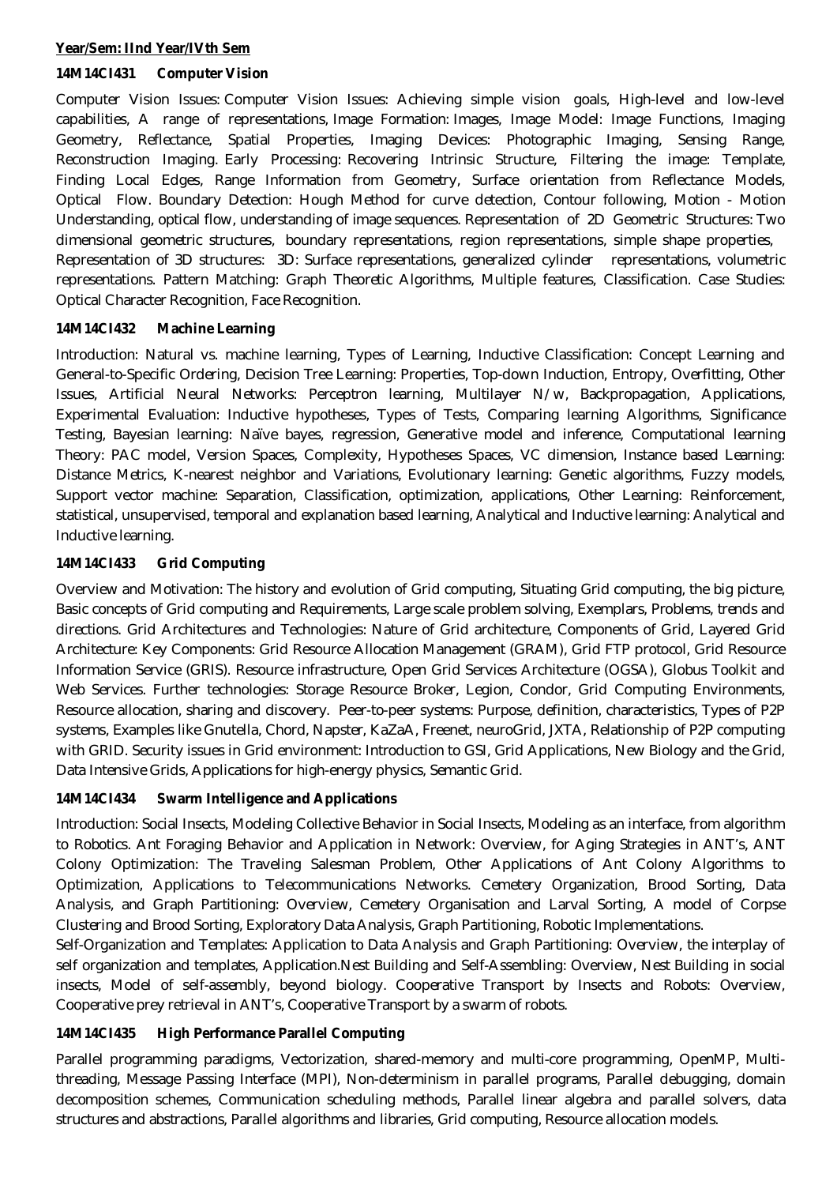**Year/Sem: IInd Year/IVth Sem**

**14M14CI431 Computer Vision**

Computer Vision Issues: Computer Vision Issues: Achieving simple vision goals, High-level and low-level capabilities, A range of representations, Image Formation: Images, Image Model: Image Functions, Imaging Geometry, Reflectance, Spatial Properties, Imaging Devices: Photographic Imaging, Sensing Range, Reconstruction Imaging. Early Processing: Recovering Intrinsic Structure, Filtering the image: Template, Finding Local Edges, Range Information from Geometry, Surface orientation from Reflectance Models, Optical Flow. Boundary Detection: Hough Method for curve detection, Contour following, Motion - Motion Understanding, optical flow, understanding of image sequences. Representation of 2D Geometric Structures: Two dimensional geometric structures, boundary representations, region representations, simple shape properties, Representation of 3D structures: 3D: Surface representations, generalized cylinder representations, volumetric representations. Pattern Matching: Graph Theoretic Algorithms, Multiple features, Classification. Case Studies: Optical Character Recognition, Face Recognition.

**14M14CI432 Machine Learning**

Introduction: Natural vs. machine learning, Types of Learning, Inductive Classification: Concept Learning and General-to-Specific Ordering, Decision Tree Learning: Properties, Top-down Induction, Entropy, Overfitting, Other Issues, Artificial Neural Networks: Perceptron learning, Multilayer N/w, Backpropagation, Applications, Experimental Evaluation: Inductive hypotheses, Types of Tests, Comparing learning Algorithms, Significance Testing, Bayesian learning: Naïve bayes, regression, Generative model and inference, Computational learning Theory: PAC model, Version Spaces, Complexity, Hypotheses Spaces, VC dimension, Instance based Learning: Distance Metrics, K-nearest neighbor and Variations, Evolutionary learning: Genetic algorithms, Fuzzy models, Support vector machine: Separation, Classification, optimization, applications, Other Learning: Reinforcement, statistical, unsupervised, temporal and explanation based learning, Analytical and Inductive learning: Analytical and Inductive learning.

**14M14CI433 Grid Computing**

Overview and Motivation: The history and evolution of Grid computing, Situating Grid computing, the big picture, Basic concepts of Grid computing and Requirements, Large scale problem solving, Exemplars, Problems, trends and directions. Grid Architectures and Technologies: Nature of Grid architecture, Components of Grid, Layered Grid Architecture: Key Components: Grid Resource Allocation Management (GRAM), Grid FTP protocol, Grid Resource Information Service (GRIS). Resource infrastructure, Open Grid Services Architecture (OGSA), Globus Toolkit and Web Services. Further technologies: Storage Resource Broker, Legion, Condor, Grid Computing Environments, Resource allocation, sharing and discovery. Peer-to-peer systems: Purpose, definition, characteristics, Types of P2P systems, Examples like Gnutella, Chord, Napster, KaZaA, Freenet, neuroGrid, JXTA, Relationship of P2P computing with GRID. Security issues in Grid environment: Introduction to GSI, Grid Applications, New Biology and the Grid, Data Intensive Grids, Applications for high-energy physics, Semantic Grid.

**14M14CI434 Swarm Intelligence and Applications**

Introduction: Social Insects, Modeling Collective Behavior in Social Insects, Modeling as an interface, from algorithm to Robotics. Ant Foraging Behavior and Application in Network: Overview, for Aging Strategies in ANT's, ANT Colony Optimization: The Traveling Salesman Problem, Other Applications of Ant Colony Algorithms to Optimization, Applications to Telecommunications Networks. Cemetery Organization, Brood Sorting, Data Analysis, and Graph Partitioning: Overview, Cemetery Organisation and Larval Sorting, A model of Corpse Clustering and Brood Sorting, Exploratory Data Analysis, Graph Partitioning, Robotic Implementations.

Self-Organization and Templates: Application to Data Analysis and Graph Partitioning: Overview, the interplay of self organization and templates, Application.Nest Building and Self-Assembling: Overview, Nest Building in social insects, Model of self-assembly, beyond biology. Cooperative Transport by Insects and Robots: Overview, Cooperative prey retrieval in ANT's, Cooperative Transport by a swarm of robots.

**14M14CI435 High Performance Parallel Computing**

Parallel programming paradigms, Vectorization, shared-memory and multi-core programming, OpenMP, Multi-threading, Message Passing Interface (MPI), Non-determinism in parallel programs, Parallel debugging, domain decomposition schemes, Communication scheduling methods, Parallel linear algebra and parallel solvers, data structures and abstractions, Parallel algorithms and libraries, Grid computing, Resource allocation models.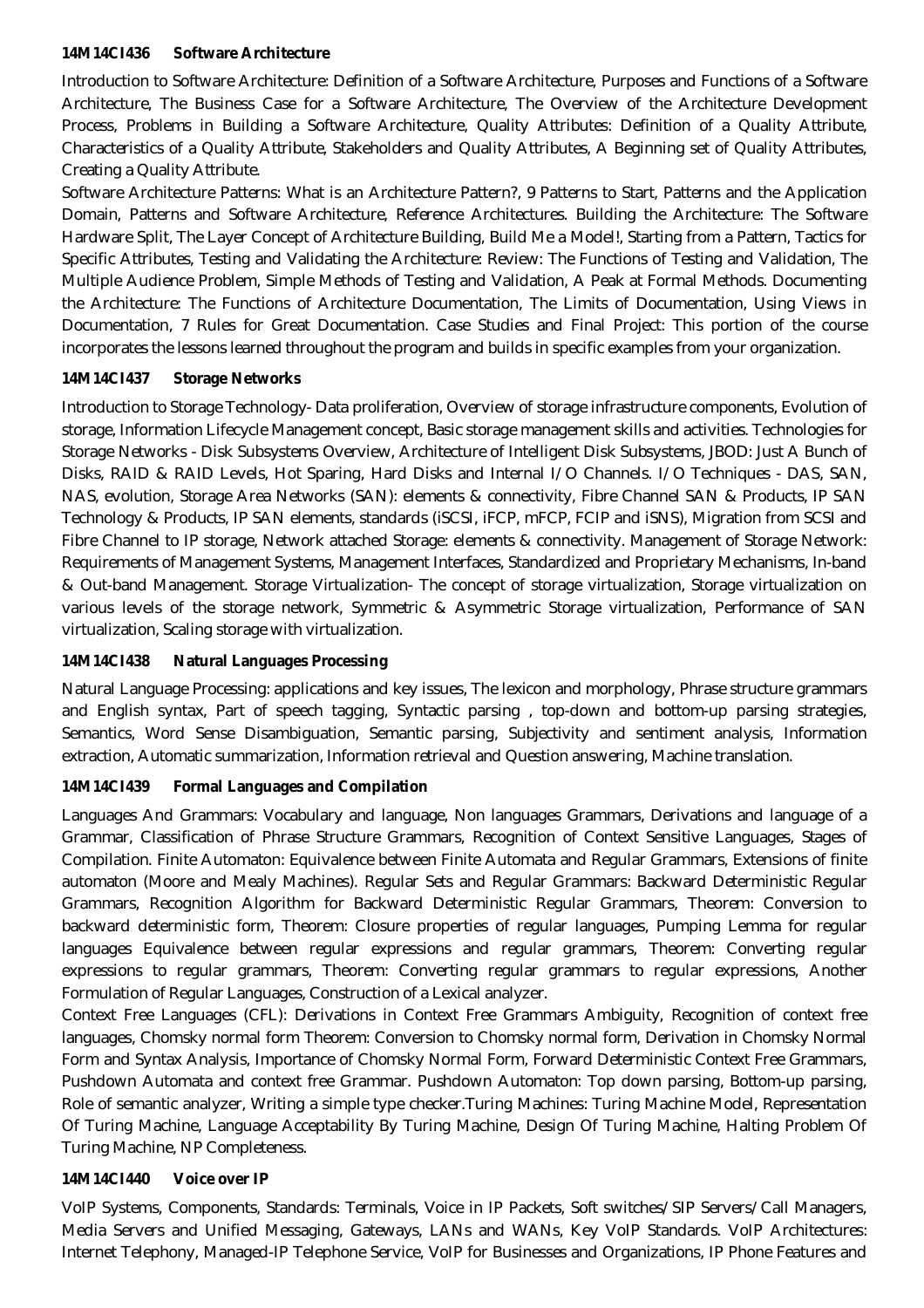**14M14CI436 Software Architecture**

Introduction to Software Architecture: Definition of a Software Architecture, Purposes and Functions of a Software Architecture, The Business Case for a Software Architecture, The Overview of the Architecture Development Process, Problems in Building a Software Architecture, Quality Attributes: Definition of a Quality Attribute, Characteristics of a Quality Attribute, Stakeholders and Quality Attributes, A Beginning set of Quality Attributes, Creating a Quality Attribute.

Software Architecture Patterns: What is an Architecture Pattern?, 9 Patterns to Start, Patterns and the Application Domain, Patterns and Software Architecture, Reference Architectures. Building the Architecture: The Software Hardware Split, The Layer Concept of Architecture Building, Build Me a Model!, Starting from a Pattern, Tactics for Specific Attributes, Testing and Validating the Architecture: Review: The Functions of Testing and Validation, The Multiple Audience Problem, Simple Methods of Testing and Validation, A Peak at Formal Methods. Documenting the Architecture: The Functions of Architecture Documentation, The Limits of Documentation, Using Views in Documentation, 7 Rules for Great Documentation. Case Studies and Final Project: This portion of the course incorporates the lessons learned throughout the program and builds in specific examples from your organization.

**14M14CI437 Storage Networks**

Introduction to Storage Technology- Data proliferation, Overview of storage infrastructure components, Evolution of storage, Information Lifecycle Management concept, Basic storage management skills and activities. Technologies for Storage Networks - Disk Subsystems Overview, Architecture of Intelligent Disk Subsystems, JBOD: Just A Bunch of Disks, RAID & RAID Levels, Hot Sparing, Hard Disks and Internal I/O Channels. I/O Techniques - DAS, SAN, NAS, evolution, Storage Area Networks (SAN): elements & connectivity, Fibre Channel SAN & Products, IP SAN Technology & Products, IP SAN elements, standards (iSCSI, iFCP, mFCP, FCIP and iSNS), Migration from SCSI and Fibre Channel to IP storage, Network attached Storage: elements & connectivity. Management of Storage Network: Requirements of Management Systems, Management Interfaces, Standardized and Proprietary Mechanisms, In-band & Out-band Management. Storage Virtualization- The concept of storage virtualization, Storage virtualization on various levels of the storage network, Symmetric & Asymmetric Storage virtualization, Performance of SAN virtualization, Scaling storage with virtualization.

**14M14CI438 Natural Languages Processing**

Natural Language Processing: applications and key issues, The lexicon and morphology, Phrase structure grammars and English syntax, Part of speech tagging, Syntactic parsing , top-down and bottom-up parsing strategies, Semantics, Word Sense Disambiguation, Semantic parsing, Subjectivity and sentiment analysis, Information extraction, Automatic summarization, Information retrieval and Question answering, Machine translation.

**14M14CI439 Formal Languages and Compilation**

Languages And Grammars: Vocabulary and language, Non languages Grammars, Derivations and language of a Grammar, Classification of Phrase Structure Grammars, Recognition of Context Sensitive Languages, Stages of Compilation. Finite Automaton: Equivalence between Finite Automata and Regular Grammars, Extensions of finite automaton (Moore and Mealy Machines). Regular Sets and Regular Grammars: Backward Deterministic Regular Grammars, Recognition Algorithm for Backward Deterministic Regular Grammars, Theorem: Conversion to backward deterministic form, Theorem: Closure properties of regular languages, Pumping Lemma for regular languages Equivalence between regular expressions and regular grammars, Theorem: Converting regular expressions to regular grammars, Theorem: Converting regular grammars to regular expressions, Another Formulation of Regular Languages, Construction of a Lexical analyzer.

Context Free Languages (CFL): Derivations in Context Free Grammars Ambiguity, Recognition of context free languages, Chomsky normal form Theorem: Conversion to Chomsky normal form, Derivation in Chomsky Normal Form and Syntax Analysis, Importance of Chomsky Normal Form, Forward Deterministic Context Free Grammars, Pushdown Automata and context free Grammar. Pushdown Automaton: Top down parsing, Bottom-up parsing, Role of semantic analyzer, Writing a simple type checker.Turing Machines: Turing Machine Model, Representation Of Turing Machine, Language Acceptability By Turing Machine, Design Of Turing Machine, Halting Problem Of Turing Machine, NP Completeness.

**14M14CI440 Voice over IP**

VoIP Systems, Components, Standards: Terminals, Voice in IP Packets, Soft switches/SIP Servers/Call Managers, Media Servers and Unified Messaging, Gateways, LANs and WANs, Key VoIP Standards. VoIP Architectures: Internet Telephony, Managed-IP Telephone Service, VoIP for Businesses and Organizations, IP Phone Features and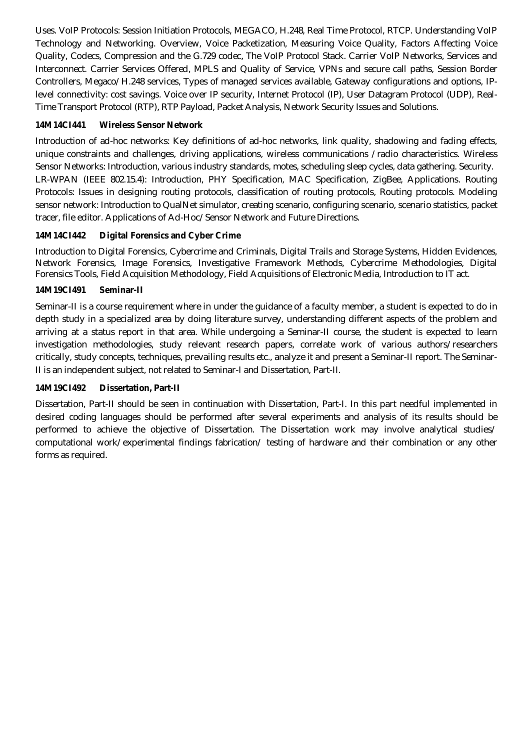Uses. VoIP Protocols: Session Initiation Protocols, MEGACO, H.248, Real Time Protocol, RTCP. Understanding VoIP Technology and Networking. Overview, Voice Packetization, Measuring Voice Quality, Factors Affecting Voice Quality, Codecs, Compression and the G.729 codec, The VoIP Protocol Stack. Carrier VoIP Networks, Services and Interconnect. Carrier Services Offered, MPLS and Quality of Service, VPNs and secure call paths, Session Border Controllers, Megaco/H.248 services, Types of managed services available, Gateway configurations and options, IP-level connectivity: cost savings. Voice over IP security, Internet Protocol (IP), User Datagram Protocol (UDP), Real-Time Transport Protocol (RTP), RTP Payload, Packet Analysis, Network Security Issues and Solutions.

**14M14CI441 Wireless Sensor Network**

Introduction of ad-hoc networks: Key definitions of ad-hoc networks, link quality, shadowing and fading effects, unique constraints and challenges, driving applications, wireless communications /radio characteristics. Wireless Sensor Networks: Introduction, various industry standards, motes, scheduling sleep cycles, data gathering. Security.
LR-WPAN (IEEE 802.15.4): Introduction, PHY Specification, MAC Specification, ZigBee, Applications. Routing Protocols: Issues in designing routing protocols, classification of routing protocols, Routing protocols. Modeling sensor network: Introduction to QualNet simulator, creating scenario, configuring scenario, scenario statistics, packet tracer, file editor. Applications of Ad-Hoc/Sensor Network and Future Directions.

**14M14CI442 Digital Forensics and Cyber Crime**

Introduction to Digital Forensics, Cybercrime and Criminals, Digital Trails and Storage Systems, Hidden Evidences, Network Forensics, Image Forensics, Investigative Framework Methods, Cybercrime Methodologies, Digital Forensics Tools, Field Acquisition Methodology, Field Acquisitions of Electronic Media, Introduction to IT act.

**14M19CI491 Seminar-II**

Seminar-II is a course requirement where in under the guidance of a faculty member, a student is expected to do in depth study in a specialized area by doing literature survey, understanding different aspects of the problem and arriving at a status report in that area. While undergoing a Seminar-II course, the student is expected to learn investigation methodologies, study relevant research papers, correlate work of various authors/researchers critically, study concepts, techniques, prevailing results etc., analyze it and present a Seminar-II report. The Seminar-II is an independent subject, not related to Seminar-I and Dissertation, Part-II.

**14M19CI492 Dissertation, Part-II**

Dissertation, Part-II should be seen in continuation with Dissertation, Part-I. In this part needful implemented in desired coding languages should be performed after several experiments and analysis of its results should be performed to achieve the objective of Dissertation. The Dissertation work may involve analytical studies/ computational work/experimental findings fabrication/ testing of hardware and their combination or any other forms as required.